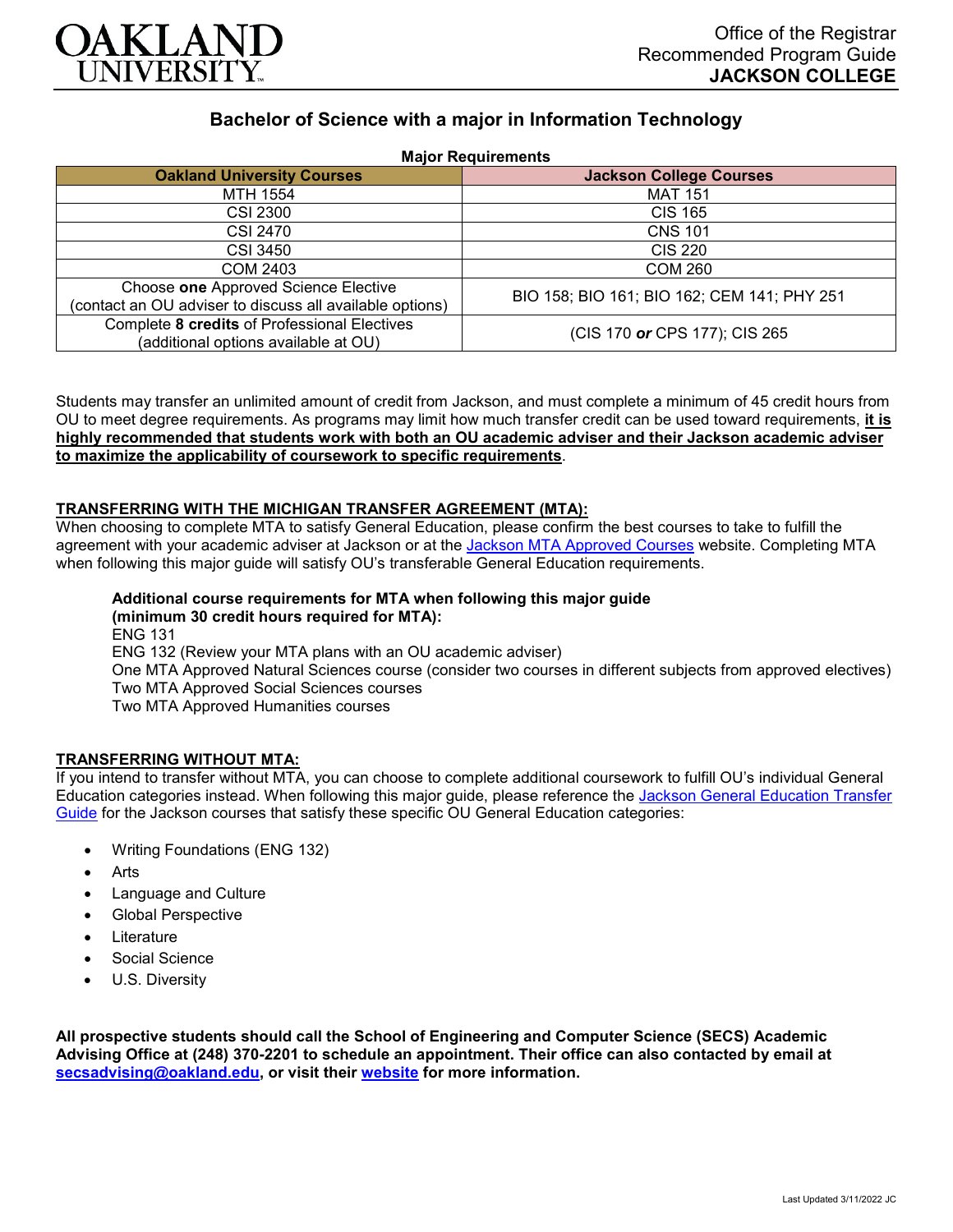Office of the Registrar
Recommended Program Guide
**JACKSON COLLEGE**

# Bachelor of Science with a major in Information Technology

**Major Requirements**

| Oakland University Courses | Jackson College Courses |
|---|---|
| MTH 1554 | MAT 151 |
| CSI 2300 | CIS 165 |
| CSI 2470 | CNS 101 |
| CSI 3450 | CIS 220 |
| COM 2403 | COM 260 |
| Choose **one** Approved Science Elective (contact an OU adviser to discuss all available options) | BIO 158; BIO 161; BIO 162; CEM 141; PHY 251 |
| Complete **8 credits** of Professional Electives (additional options available at OU) | (CIS 170 ***or*** CPS 177); CIS 265 |

Students may transfer an unlimited amount of credit from Jackson, and must complete a minimum of 45 credit hours from OU to meet degree requirements. As programs may limit how much transfer credit can be used toward requirements, **it is highly recommended that students work with both an OU academic adviser and their Jackson academic adviser to maximize the applicability of coursework to specific requirements**.

## TRANSFERRING WITH THE MICHIGAN TRANSFER AGREEMENT (MTA):

When choosing to complete MTA to satisfy General Education, please confirm the best courses to take to fulfill the agreement with your academic adviser at Jackson or at the Jackson MTA Approved Courses website. Completing MTA when following this major guide will satisfy OU's transferable General Education requirements.

**Additional course requirements for MTA when following this major guide (minimum 30 credit hours required for MTA):**
ENG 131
ENG 132 (Review your MTA plans with an OU academic adviser)
One MTA Approved Natural Sciences course (consider two courses in different subjects from approved electives)
Two MTA Approved Social Sciences courses
Two MTA Approved Humanities courses

## TRANSFERRING WITHOUT MTA:

If you intend to transfer without MTA, you can choose to complete additional coursework to fulfill OU's individual General Education categories instead. When following this major guide, please reference the Jackson General Education Transfer Guide for the Jackson courses that satisfy these specific OU General Education categories:

- Writing Foundations (ENG 132)
- Arts
- Language and Culture
- Global Perspective
- Literature
- Social Science
- U.S. Diversity

**All prospective students should call the School of Engineering and Computer Science (SECS) Academic Advising Office at (248) 370-2201 to schedule an appointment. Their office can also contacted by email at secsadvising@oakland.edu, or visit their website for more information.**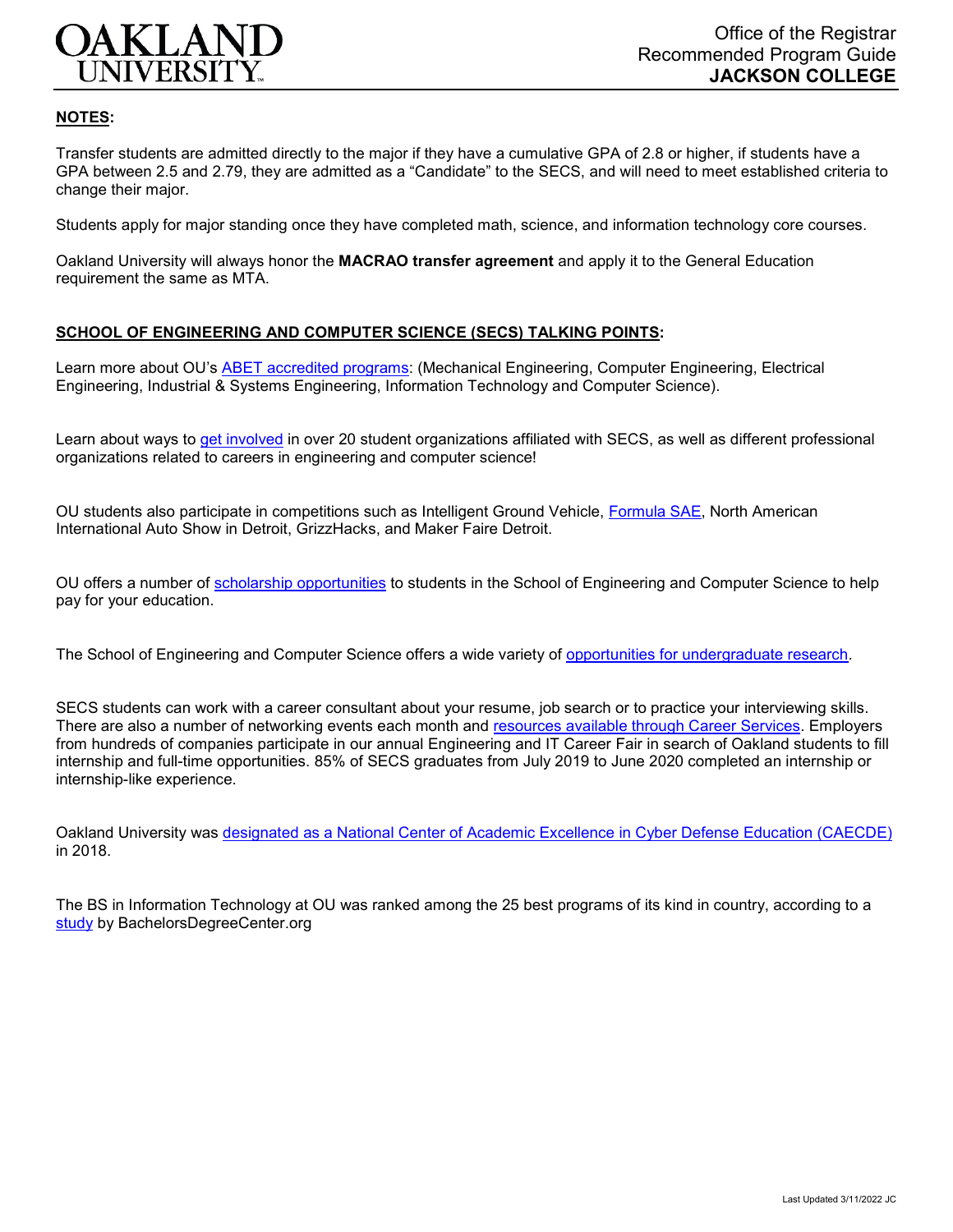**NOTES:**

Transfer students are admitted directly to the major if they have a cumulative GPA of 2.8 or higher, if students have a GPA between 2.5 and 2.79, they are admitted as a "Candidate" to the SECS, and will need to meet established criteria to change their major.

Students apply for major standing once they have completed math, science, and information technology core courses.

Oakland University will always honor the **MACRAO transfer agreement** and apply it to the General Education requirement the same as MTA.

**SCHOOL OF ENGINEERING AND COMPUTER SCIENCE (SECS) TALKING POINTS:**

Learn more about OU's ABET accredited programs: (Mechanical Engineering, Computer Engineering, Electrical Engineering, Industrial & Systems Engineering, Information Technology and Computer Science).

Learn about ways to get involved in over 20 student organizations affiliated with SECS, as well as different professional organizations related to careers in engineering and computer science!

OU students also participate in competitions such as Intelligent Ground Vehicle, Formula SAE, North American International Auto Show in Detroit, GrizzHacks, and Maker Faire Detroit.

OU offers a number of scholarship opportunities to students in the School of Engineering and Computer Science to help pay for your education.

The School of Engineering and Computer Science offers a wide variety of opportunities for undergraduate research.

SECS students can work with a career consultant about your resume, job search or to practice your interviewing skills. There are also a number of networking events each month and resources available through Career Services. Employers from hundreds of companies participate in our annual Engineering and IT Career Fair in search of Oakland students to fill internship and full-time opportunities. 85% of SECS graduates from July 2019 to June 2020 completed an internship or internship-like experience.

Oakland University was designated as a National Center of Academic Excellence in Cyber Defense Education (CAECDE) in 2018.

The BS in Information Technology at OU was ranked among the 25 best programs of its kind in country, according to a study by BachelorsDegreeCenter.org

Last Updated 3/11/2022 JC